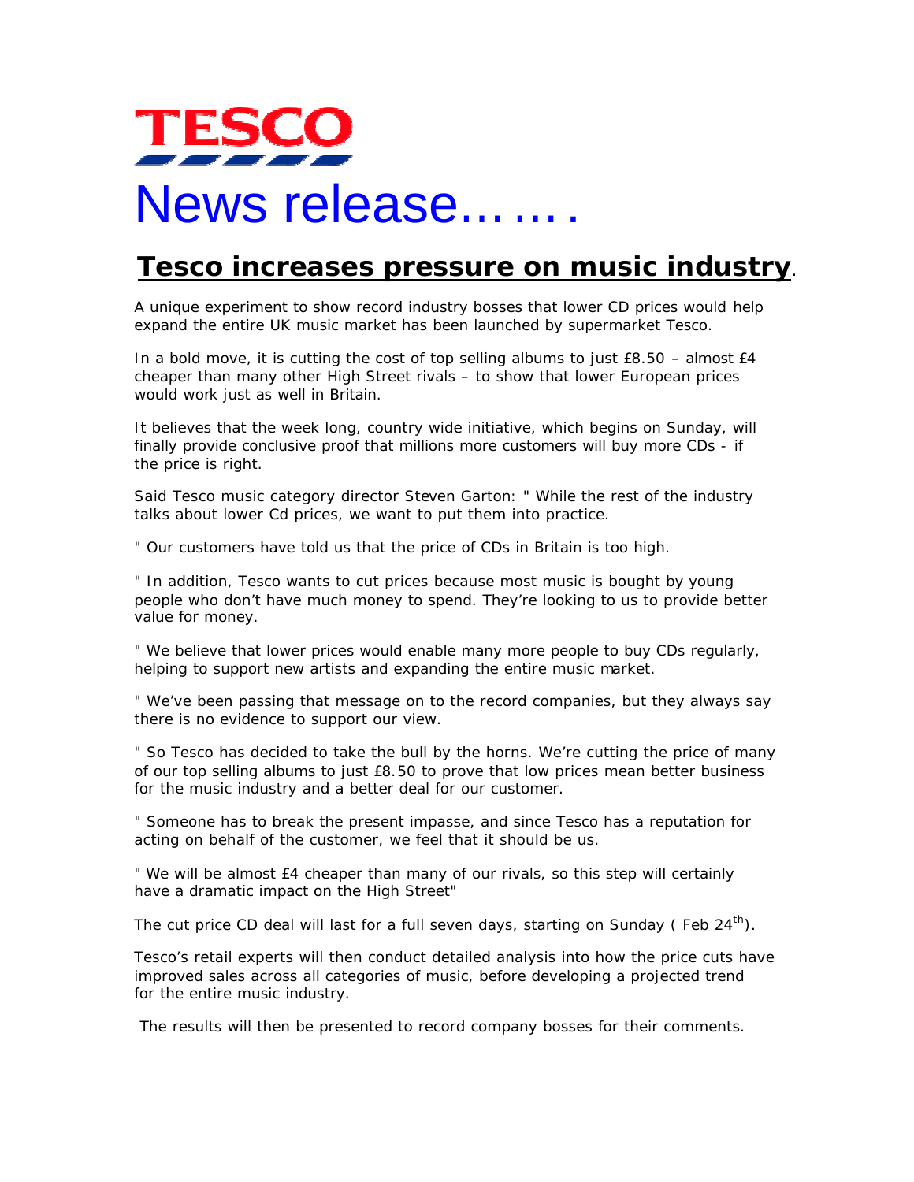TESCO

# News release…….

## Tesco increases pressure on music industry.

A unique experiment to show record industry bosses that lower CD prices would help expand the entire UK music market has been launched by supermarket Tesco.

In a bold move, it is cutting the cost of top selling albums to just £8.50 – almost £4 cheaper than many other High Street rivals – to show that lower European prices would work just as well in Britain.

It believes that the week long, country wide initiative, which begins on Sunday, will finally provide conclusive proof that millions more customers will buy more CDs - if the price is right.

Said Tesco music category director Steven Garton: " While the rest of the industry talks about lower Cd prices, we want to put them into practice.

" Our customers have told us that the price of CDs in Britain is too high.

" In addition, Tesco wants to cut prices because most music is bought by young people who don't have much money to spend. They're looking to us to provide better value for money.

" We believe that lower prices would enable many more people to buy CDs regularly, helping to support new artists and expanding the entire music market.

" We've been passing that message on to the record companies, but they always say there is no evidence to support our view.

" So Tesco has decided to take the bull by the horns. We're cutting the price of many of our top selling albums to just £8.50 to prove that low prices mean better business for the music industry and a better deal for our customer.

" Someone has to break the present impasse, and since Tesco has a reputation for acting on behalf of the customer, we feel that it should be us.

" We will be almost £4 cheaper than many of our rivals, so this step will certainly have a dramatic impact on the High Street"

The cut price CD deal will last for a full seven days, starting on Sunday ( Feb 24th).

Tesco's retail experts will then conduct detailed analysis into how the price cuts have improved sales across all categories of music, before developing a projected trend for the entire music industry.

The results will then be presented to record company bosses for their comments.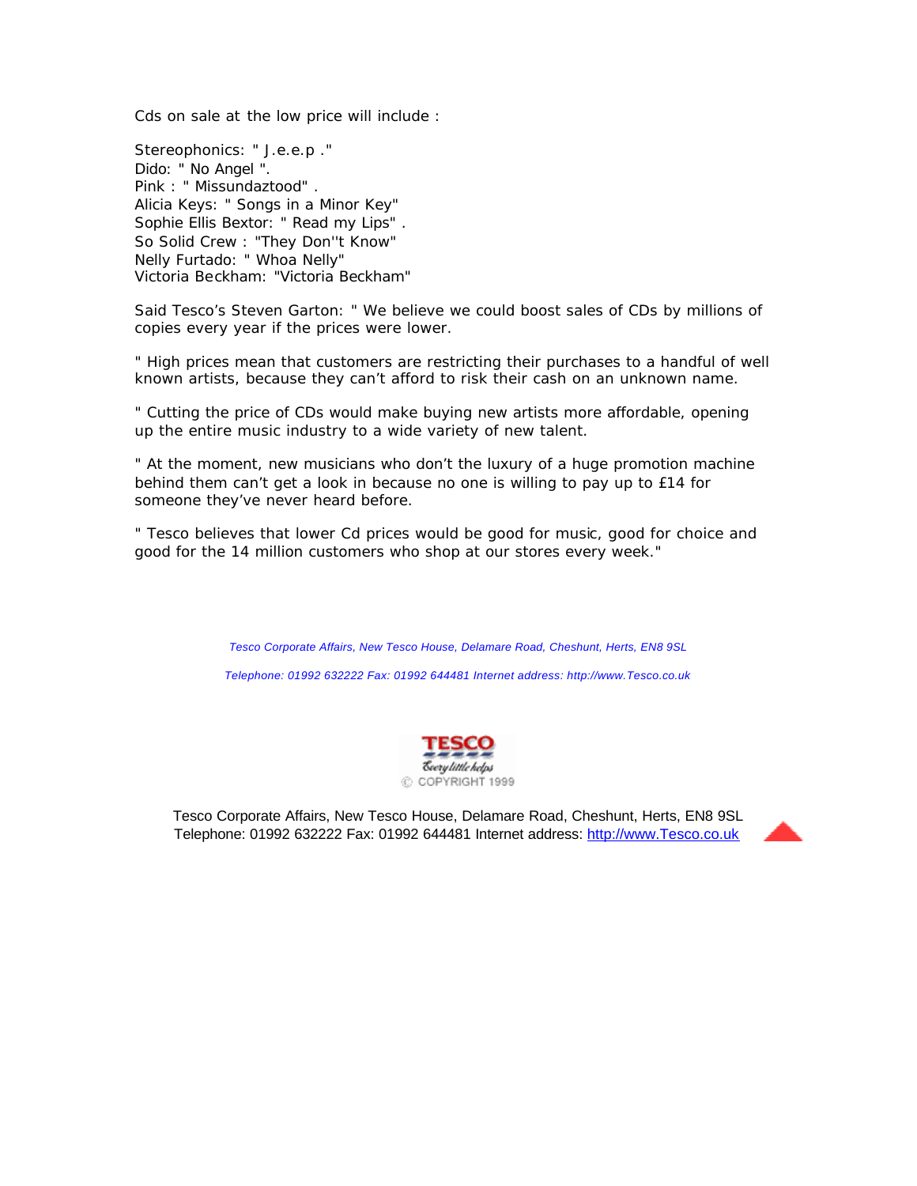Cds on sale at the low price will include :

Stereophonics: " J.e.e.p ."
Dido: " No Angel ".
Pink : " Missundaztood" .
Alicia Keys: " Songs in a Minor Key"
Sophie Ellis Bextor: " Read my Lips" .
So Solid Crew : "They Don''t Know"
Nelly Furtado: " Whoa Nelly"
Victoria Beckham: "Victoria Beckham"

Said Tesco's Steven Garton: " We believe we could boost sales of CDs by millions of copies every year if the prices were lower.

" High prices mean that customers are restricting their purchases to a handful of well known artists, because they can't afford to risk their cash on an unknown name.

" Cutting the price of CDs would make buying new artists more affordable, opening up the entire music industry to a wide variety of new talent.

" At the moment, new musicians who don't the luxury of a huge promotion machine behind them can't get a look in because no one is willing to pay up to £14 for someone they've never heard before.

" Tesco believes that lower Cd prices would be good for music, good for choice and good for the 14 million customers who shop at our stores every week."

*Tesco Corporate Affairs, New Tesco House, Delamare Road, Cheshunt, Herts, EN8 9SL*

*Telephone: 01992 632222 Fax: 01992 644481 Internet address: http://www.Tesco.co.uk*

TESCO
Every little helps
© COPYRIGHT 1999

Tesco Corporate Affairs, New Tesco House, Delamare Road, Cheshunt, Herts, EN8 9SL
Telephone: 01992 632222 Fax: 01992 644481 Internet address: http://www.Tesco.co.uk